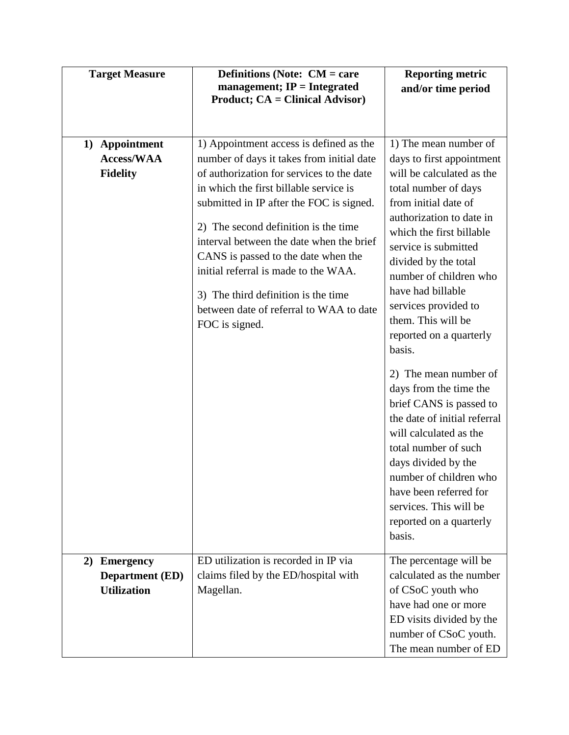| Target Measure | Definitions (Note: CM = care management; IP = Integrated Product; CA = Clinical Advisor) | Reporting metric and/or time period |
|---|---|---|
| 1) **Appointment Access/WAA Fidelity** | 1) Appointment access is defined as the number of days it takes from initial date of authorization for services to the date in which the first billable service is submitted in IP after the FOC is signed.<br><br>2) The second definition is the time interval between the date when the brief CANS is passed to the date when the initial referral is made to the WAA.<br><br>3) The third definition is the time between date of referral to WAA to date FOC is signed. | 1) The mean number of days to first appointment will be calculated as the total number of days from initial date of authorization to date in which the first billable service is submitted divided by the total number of children who have had billable services provided to them. This will be reported on a quarterly basis.<br><br>2) The mean number of days from the time the brief CANS is passed to the date of initial referral will calculated as the total number of such days divided by the number of children who have been referred for services. This will be reported on a quarterly basis. |
| 2) **Emergency Department (ED) Utilization** | ED utilization is recorded in IP via claims filed by the ED/hospital with Magellan. | The percentage will be calculated as the number of CSoC youth who have had one or more ED visits divided by the number of CSoC youth. The mean number of ED |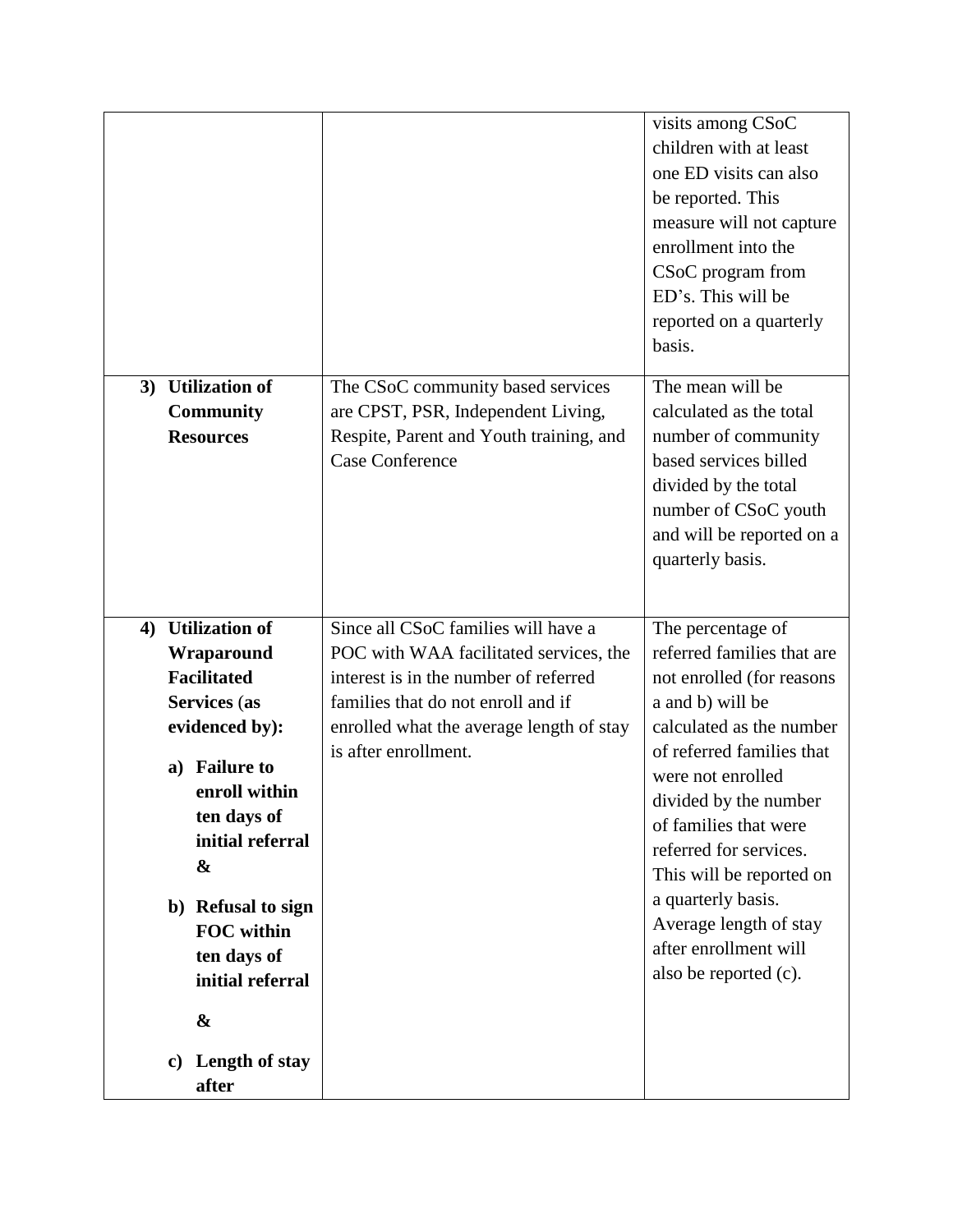| | | |
|---|---|---|
| | | visits among CSoC children with at least one ED visits can also be reported. This measure will not capture enrollment into the CSoC program from ED's. This will be reported on a quarterly basis. |
| **3) Utilization of Community Resources** | The CSoC community based services are CPST, PSR, Independent Living, Respite, Parent and Youth training, and Case Conference | The mean will be calculated as the total number of community based services billed divided by the total number of CSoC youth and will be reported on a quarterly basis. |
| **4) Utilization of Wraparound Facilitated Services (as evidenced by):** <br><br> **a) Failure to enroll within ten days of initial referral &** <br><br> **b) Refusal to sign FOC within ten days of initial referral** <br><br> **&** <br><br> **c) Length of stay after** | Since all CSoC families will have a POC with WAA facilitated services, the interest is in the number of referred families that do not enroll and if enrolled what the average length of stay is after enrollment. | The percentage of referred families that are not enrolled (for reasons a and b) will be calculated as the number of referred families that were not enrolled divided by the number of families that were referred for services. This will be reported on a quarterly basis. Average length of stay after enrollment will also be reported (c). |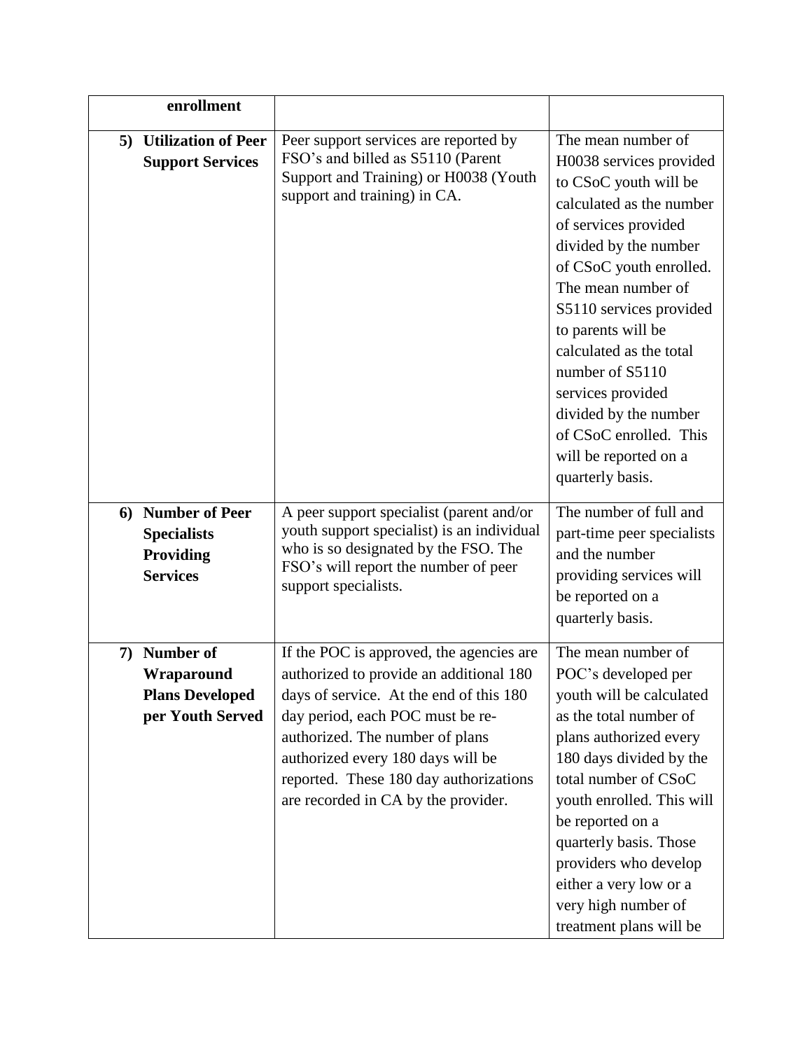| | | |
|---|---|---|
| **enrollment** | | |
| **5) Utilization of Peer Support Services** | Peer support services are reported by FSO's and billed as S5110 (Parent Support and Training) or H0038 (Youth support and training) in CA. | The mean number of H0038 services provided to CSoC youth will be calculated as the number of services provided divided by the number of CSoC youth enrolled. The mean number of S5110 services provided to parents will be calculated as the total number of S5110 services provided divided by the number of CSoC enrolled. This will be reported on a quarterly basis. |
| **6) Number of Peer Specialists Providing Services** | A peer support specialist (parent and/or youth support specialist) is an individual who is so designated by the FSO. The FSO's will report the number of peer support specialists. | The number of full and part-time peer specialists and the number providing services will be reported on a quarterly basis. |
| **7) Number of Wraparound Plans Developed per Youth Served** | If the POC is approved, the agencies are authorized to provide an additional 180 days of service. At the end of this 180 day period, each POC must be re-authorized. The number of plans authorized every 180 days will be reported. These 180 day authorizations are recorded in CA by the provider. | The mean number of POC's developed per youth will be calculated as the total number of plans authorized every 180 days divided by the total number of CSoC youth enrolled. This will be reported on a quarterly basis. Those providers who develop either a very low or a very high number of treatment plans will be |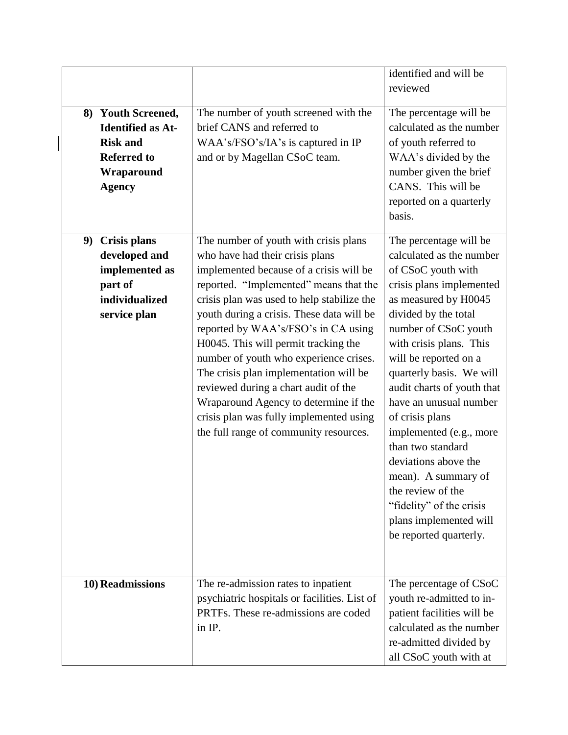| | | |
|---|---|---|
| | | identified and will be reviewed |
| **8) Youth Screened, Identified as At-Risk and Referred to Wraparound Agency** | The number of youth screened with the brief CANS and referred to WAA's/FSO's/IA's is captured in IP and or by Magellan CSoC team. | The percentage will be calculated as the number of youth referred to WAA's divided by the number given the brief CANS. This will be reported on a quarterly basis. |
| **9) Crisis plans developed and implemented as part of individualized service plan** | The number of youth with crisis plans who have had their crisis plans implemented because of a crisis will be reported. "Implemented" means that the crisis plan was used to help stabilize the youth during a crisis. These data will be reported by WAA's/FSO's in CA using H0045. This will permit tracking the number of youth who experience crises. The crisis plan implementation will be reviewed during a chart audit of the Wraparound Agency to determine if the crisis plan was fully implemented using the full range of community resources. | The percentage will be calculated as the number of CSoC youth with crisis plans implemented as measured by H0045 divided by the total number of CSoC youth with crisis plans. This will be reported on a quarterly basis. We will audit charts of youth that have an unusual number of crisis plans implemented (e.g., more than two standard deviations above the mean). A summary of the review of the "fidelity" of the crisis plans implemented will be reported quarterly. |
| **10) Readmissions** | The re-admission rates to inpatient psychiatric hospitals or facilities. List of PRTFs. These re-admissions are coded in IP. | The percentage of CSoC youth re-admitted to in-patient facilities will be calculated as the number re-admitted divided by all CSoC youth with at |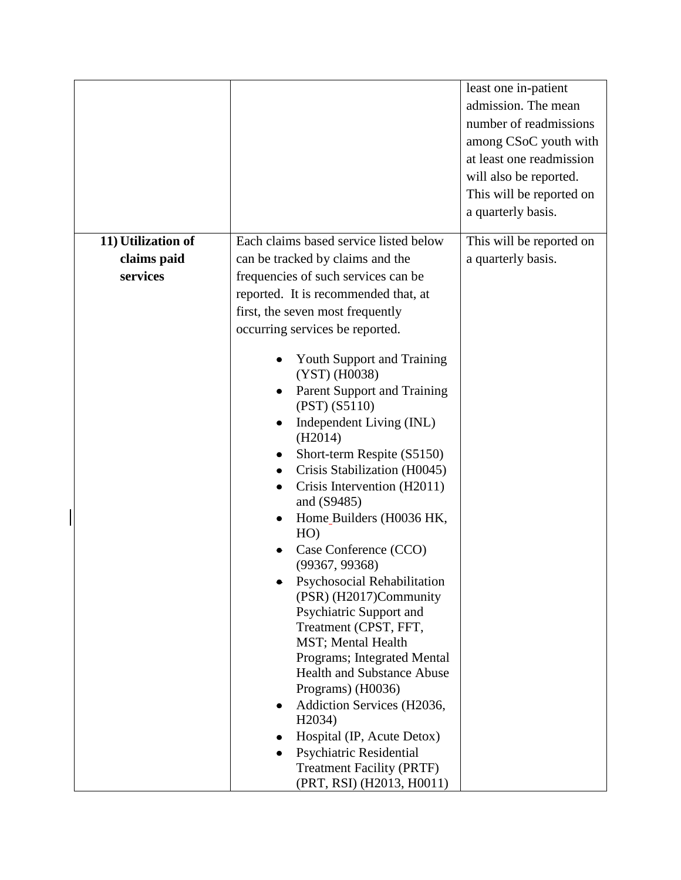| | | |
|---|---|---|
| | | least one in-patient admission. The mean number of readmissions among CSoC youth with at least one readmission will also be reported. This will be reported on a quarterly basis. |
| **11) Utilization of claims paid services** | Each claims based service listed below can be tracked by claims and the frequencies of such services can be reported. It is recommended that, at first, the seven most frequently occurring services be reported.<br><br>• Youth Support and Training (YST) (H0038)<br>• Parent Support and Training (PST) (S5110)<br>• Independent Living (INL) (H2014)<br>• Short-term Respite (S5150)<br>• Crisis Stabilization (H0045)<br>• Crisis Intervention (H2011) and (S9485)<br>• Home Builders (H0036 HK, HO)<br>• Case Conference (CCO) (99367, 99368)<br>• Psychosocial Rehabilitation (PSR) (H2017)Community Psychiatric Support and Treatment (CPST, FFT, MST; Mental Health Programs; Integrated Mental Health and Substance Abuse Programs) (H0036)<br>• Addiction Services (H2036, H2034)<br>• Hospital (IP, Acute Detox)<br>• Psychiatric Residential Treatment Facility (PRTF) (PRT, RSI) (H2013, H0011) | This will be reported on a quarterly basis. |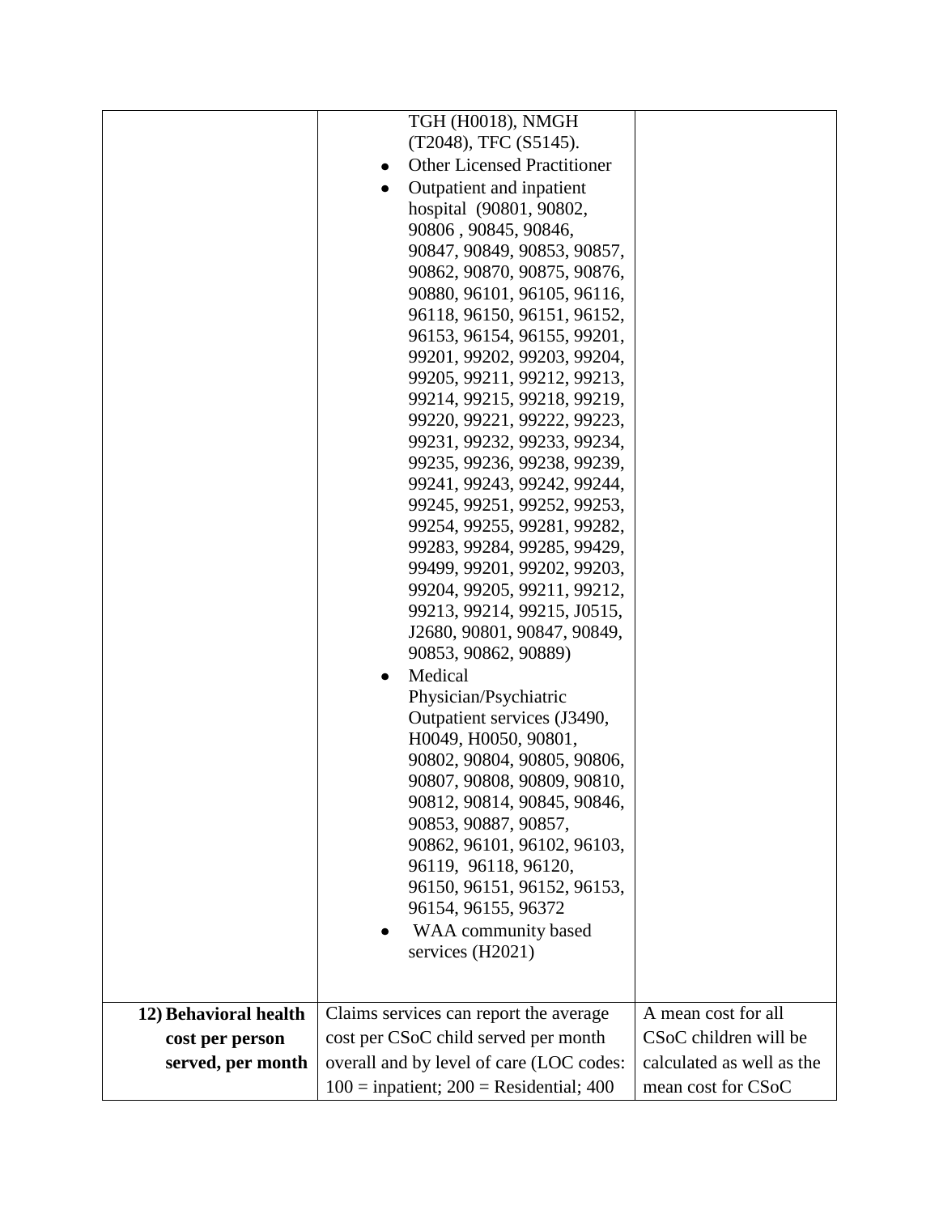| | | |
|---|---|---|
| | TGH (H0018), NMGH (T2048), TFC (S5145).<br>• Other Licensed Practitioner<br>• Outpatient and inpatient hospital (90801, 90802, 90806 , 90845, 90846, 90847, 90849, 90853, 90857, 90862, 90870, 90875, 90876, 90880, 96101, 96105, 96116, 96118, 96150, 96151, 96152, 96153, 96154, 96155, 99201, 99201, 99202, 99203, 99204, 99205, 99211, 99212, 99213, 99214, 99215, 99218, 99219, 99220, 99221, 99222, 99223, 99231, 99232, 99233, 99234, 99235, 99236, 99238, 99239, 99241, 99243, 99242, 99244, 99245, 99251, 99252, 99253, 99254, 99255, 99281, 99282, 99283, 99284, 99285, 99429, 99499, 99201, 99202, 99203, 99204, 99205, 99211, 99212, 99213, 99214, 99215, J0515, J2680, 90801, 90847, 90849, 90853, 90862, 90889)<br>• Medical Physician/Psychiatric Outpatient services (J3490, H0049, H0050, 90801, 90802, 90804, 90805, 90806, 90807, 90808, 90809, 90810, 90812, 90814, 90845, 90846, 90853, 90887, 90857, 90862, 96101, 96102, 96103, 96119, 96118, 96120, 96150, 96151, 96152, 96153, 96154, 96155, 96372<br>• WAA community based services (H2021) | |
| **12) Behavioral health cost per person served, per month** | Claims services can report the average cost per CSoC child served per month overall and by level of care (LOC codes: 100 = inpatient; 200 = Residential; 400 | A mean cost for all CSoC children will be calculated as well as the mean cost for CSoC |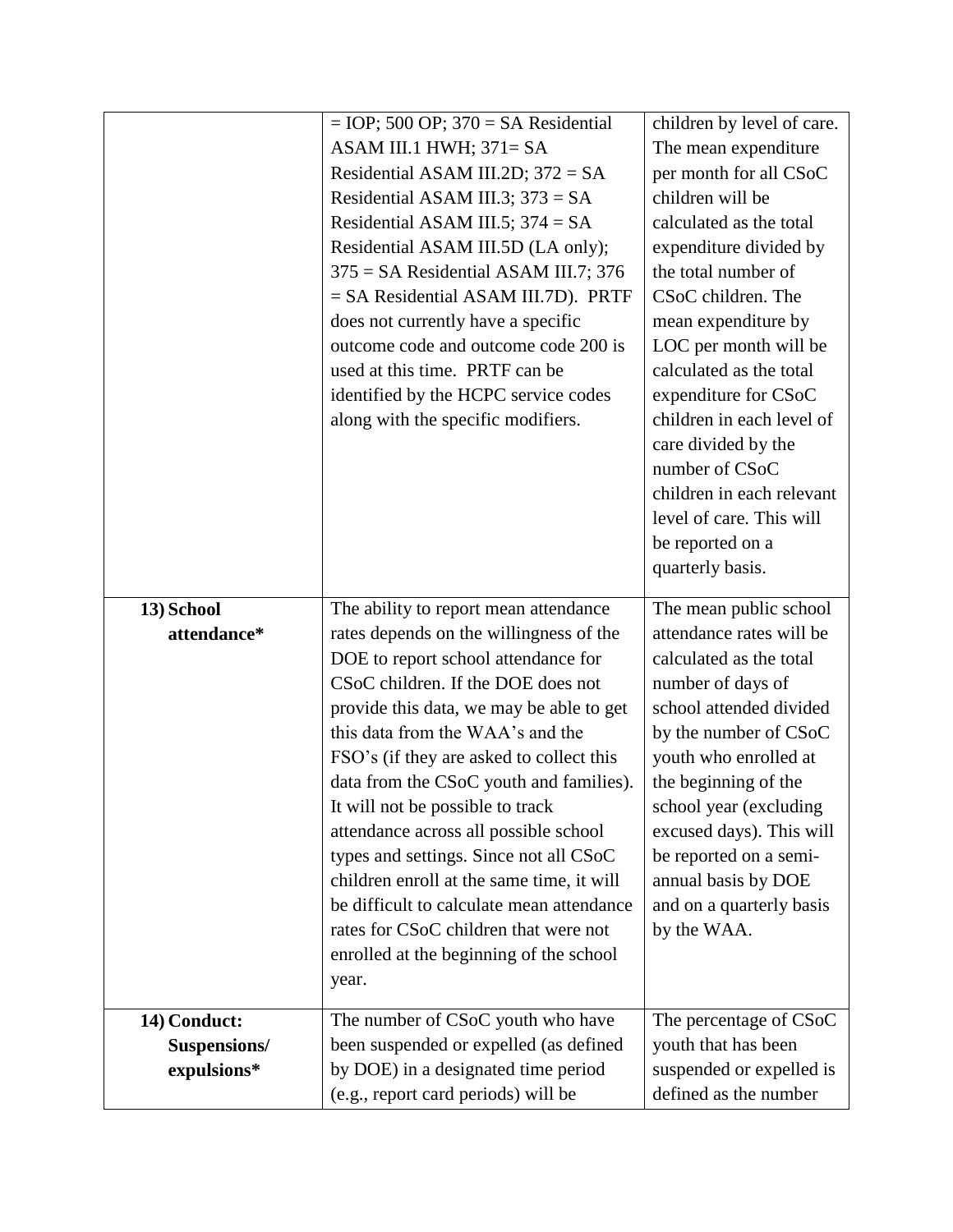| | | |
|---|---|---|
| | = IOP; 500 OP; 370 = SA Residential ASAM III.1 HWH; 371= SA Residential ASAM III.2D; 372 = SA Residential ASAM III.3; 373 = SA Residential ASAM III.5; 374 = SA Residential ASAM III.5D (LA only); 375 = SA Residential ASAM III.7; 376 = SA Residential ASAM III.7D). PRTF does not currently have a specific outcome code and outcome code 200 is used at this time. PRTF can be identified by the HCPC service codes along with the specific modifiers. | children by level of care. The mean expenditure per month for all CSoC children will be calculated as the total expenditure divided by the total number of CSoC children. The mean expenditure by LOC per month will be calculated as the total expenditure for CSoC children in each level of care divided by the number of CSoC children in each relevant level of care. This will be reported on a quarterly basis. |
| **13) School attendance*** | The ability to report mean attendance rates depends on the willingness of the DOE to report school attendance for CSoC children. If the DOE does not provide this data, we may be able to get this data from the WAA's and the FSO's (if they are asked to collect this data from the CSoC youth and families). It will not be possible to track attendance across all possible school types and settings. Since not all CSoC children enroll at the same time, it will be difficult to calculate mean attendance rates for CSoC children that were not enrolled at the beginning of the school year. | The mean public school attendance rates will be calculated as the total number of days of school attended divided by the number of CSoC youth who enrolled at the beginning of the school year (excluding excused days). This will be reported on a semi-annual basis by DOE and on a quarterly basis by the WAA. |
| **14) Conduct: Suspensions/ expulsions*** | The number of CSoC youth who have been suspended or expelled (as defined by DOE) in a designated time period (e.g., report card periods) will be | The percentage of CSoC youth that has been suspended or expelled is defined as the number |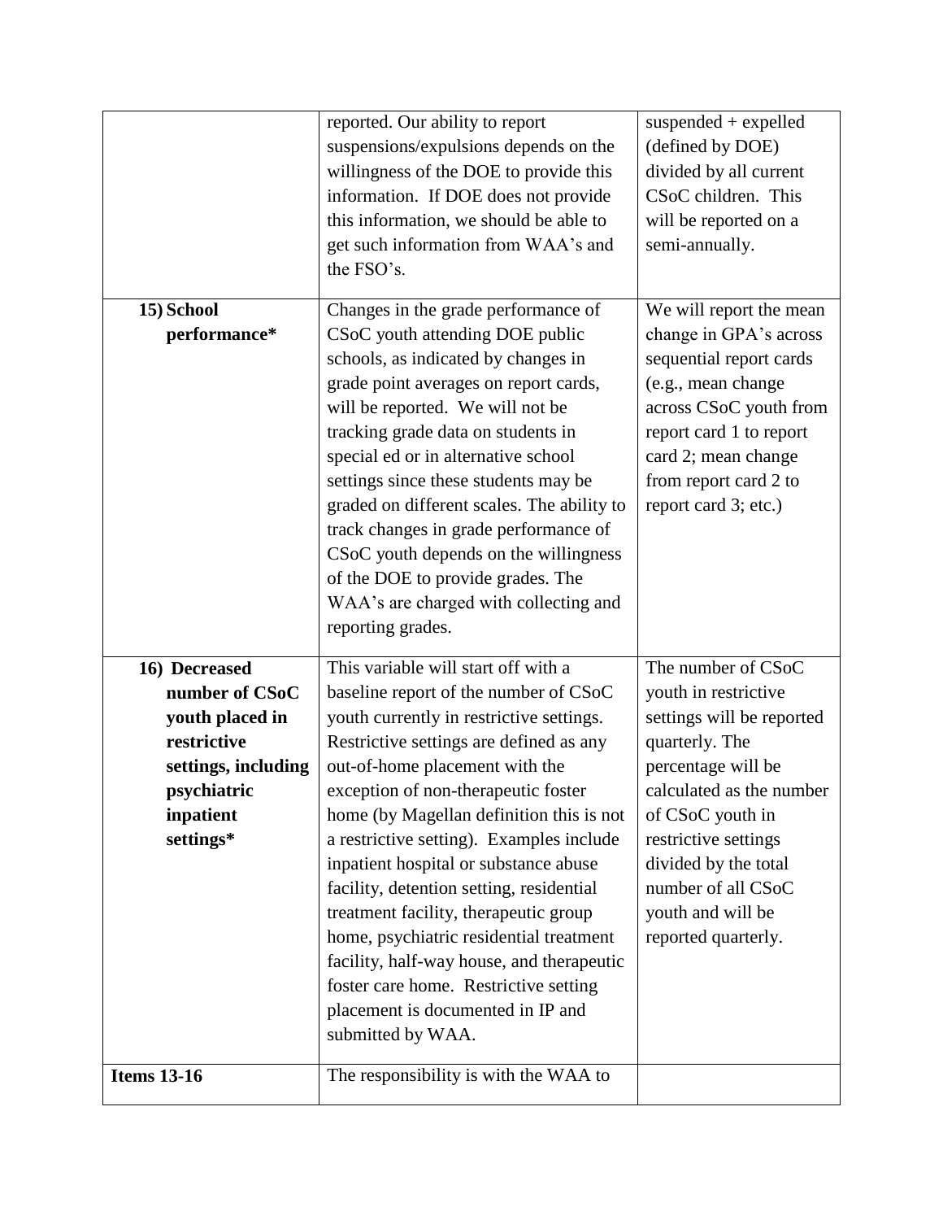| | | |
|---|---|---|
| | reported. Our ability to report suspensions/expulsions depends on the willingness of the DOE to provide this information. If DOE does not provide this information, we should be able to get such information from WAA's and the FSO's. | suspended + expelled (defined by DOE) divided by all current CSoC children. This will be reported on a semi-annually. |
| **15) School performance*** | Changes in the grade performance of CSoC youth attending DOE public schools, as indicated by changes in grade point averages on report cards, will be reported. We will not be tracking grade data on students in special ed or in alternative school settings since these students may be graded on different scales. The ability to track changes in grade performance of CSoC youth depends on the willingness of the DOE to provide grades. The WAA's are charged with collecting and reporting grades. | We will report the mean change in GPA's across sequential report cards (e.g., mean change across CSoC youth from report card 1 to report card 2; mean change from report card 2 to report card 3; etc.) |
| **16) Decreased number of CSoC youth placed in restrictive settings, including psychiatric inpatient settings*** | This variable will start off with a baseline report of the number of CSoC youth currently in restrictive settings. Restrictive settings are defined as any out-of-home placement with the exception of non-therapeutic foster home (by Magellan definition this is not a restrictive setting). Examples include inpatient hospital or substance abuse facility, detention setting, residential treatment facility, therapeutic group home, psychiatric residential treatment facility, half-way house, and therapeutic foster care home. Restrictive setting placement is documented in IP and submitted by WAA. | The number of CSoC youth in restrictive settings will be reported quarterly. The percentage will be calculated as the number of CSoC youth in restrictive settings divided by the total number of all CSoC youth and will be reported quarterly. |
| **Items 13-16** | The responsibility is with the WAA to | |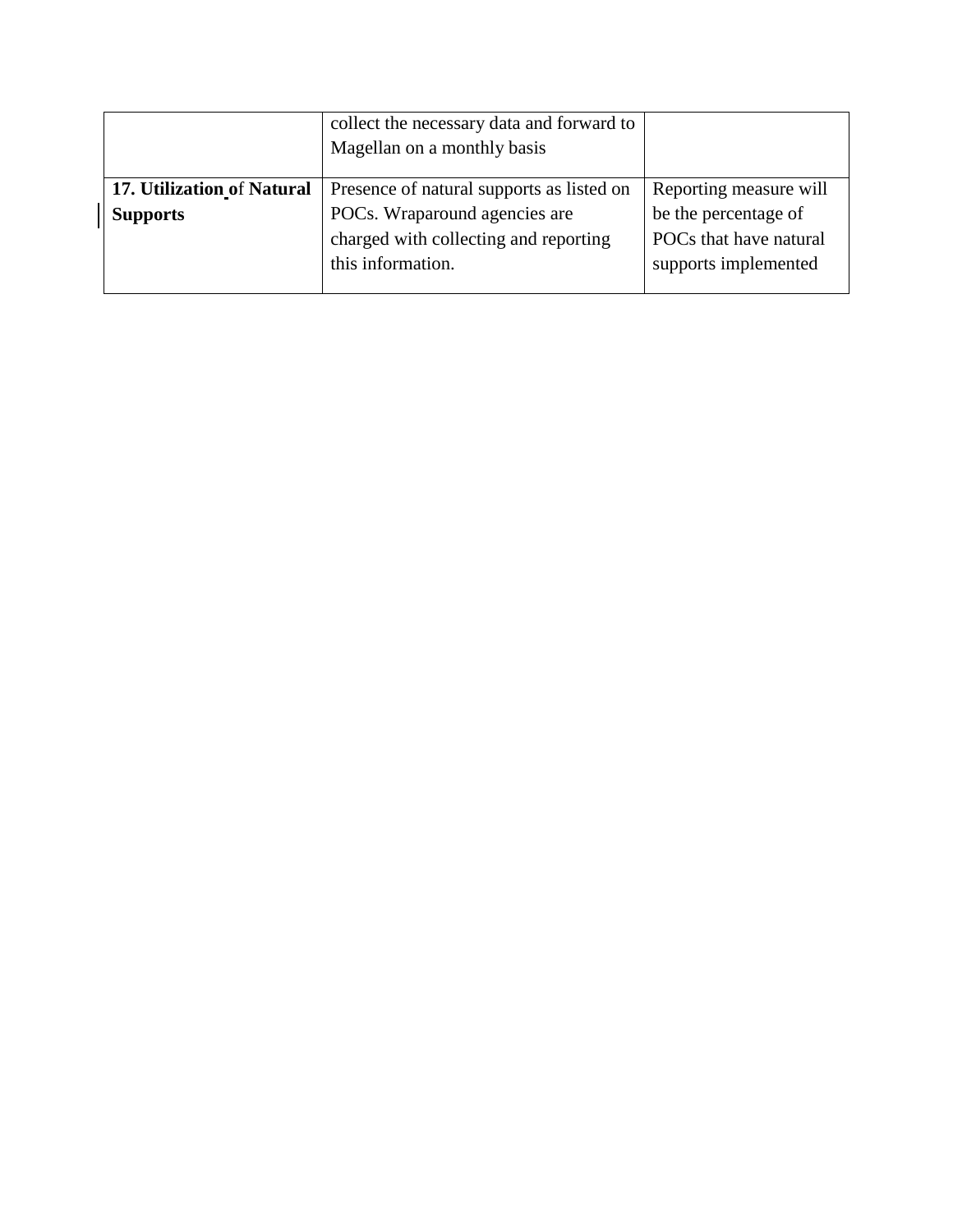| | | |
|---|---|---|
| | collect the necessary data and forward to Magellan on a monthly basis | |
| **17. Utilization of Natural Supports** | Presence of natural supports as listed on POCs. Wraparound agencies are charged with collecting and reporting this information. | Reporting measure will be the percentage of POCs that have natural supports implemented |